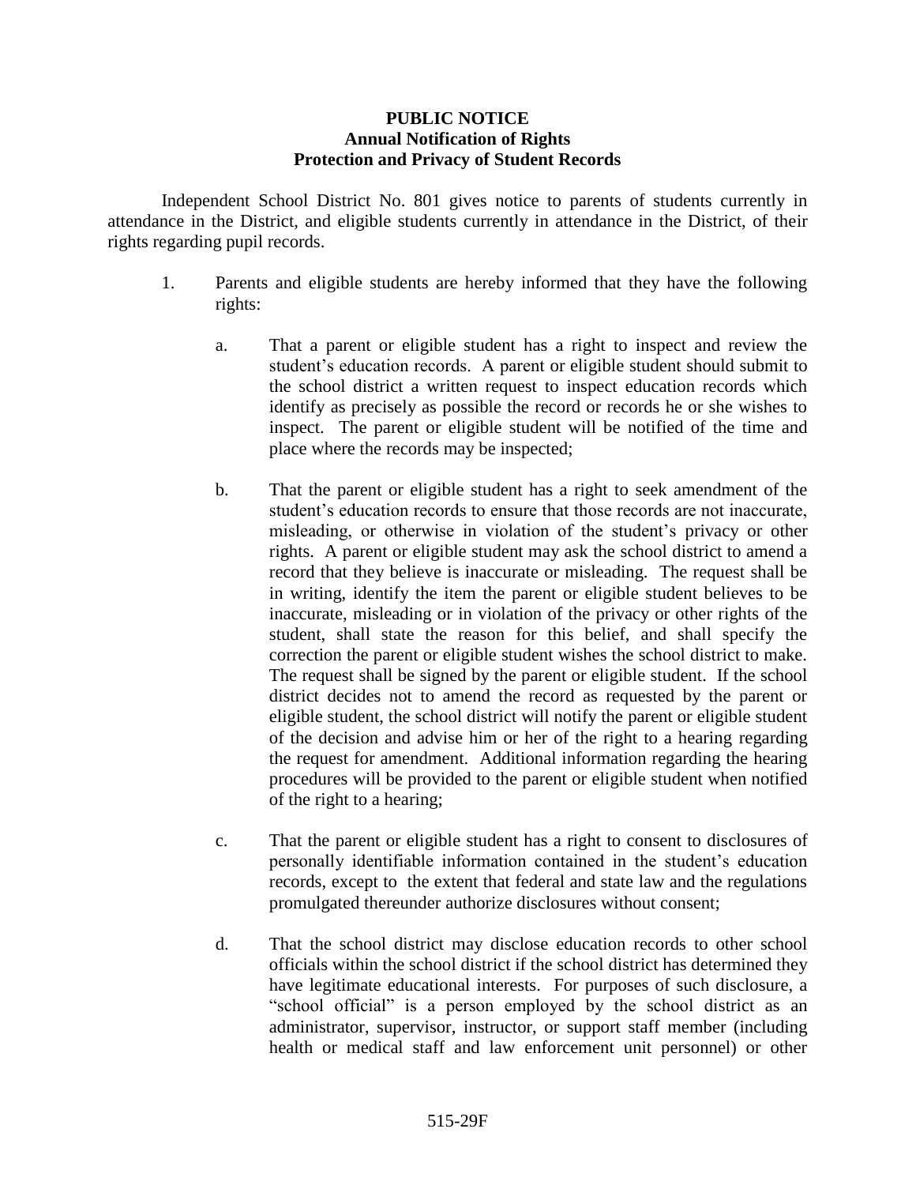**PUBLIC NOTICE**
**Annual Notification of Rights**
**Protection and Privacy of Student Records**

Independent School District No. 801 gives notice to parents of students currently in attendance in the District, and eligible students currently in attendance in the District, of their rights regarding pupil records.

1. Parents and eligible students are hereby informed that they have the following rights:

   a. That a parent or eligible student has a right to inspect and review the student's education records. A parent or eligible student should submit to the school district a written request to inspect education records which identify as precisely as possible the record or records he or she wishes to inspect. The parent or eligible student will be notified of the time and place where the records may be inspected;

   b. That the parent or eligible student has a right to seek amendment of the student's education records to ensure that those records are not inaccurate, misleading, or otherwise in violation of the student's privacy or other rights. A parent or eligible student may ask the school district to amend a record that they believe is inaccurate or misleading. The request shall be in writing, identify the item the parent or eligible student believes to be inaccurate, misleading or in violation of the privacy or other rights of the student, shall state the reason for this belief, and shall specify the correction the parent or eligible student wishes the school district to make. The request shall be signed by the parent or eligible student. If the school district decides not to amend the record as requested by the parent or eligible student, the school district will notify the parent or eligible student of the decision and advise him or her of the right to a hearing regarding the request for amendment. Additional information regarding the hearing procedures will be provided to the parent or eligible student when notified of the right to a hearing;

   c. That the parent or eligible student has a right to consent to disclosures of personally identifiable information contained in the student's education records, except to the extent that federal and state law and the regulations promulgated thereunder authorize disclosures without consent;

   d. That the school district may disclose education records to other school officials within the school district if the school district has determined they have legitimate educational interests. For purposes of such disclosure, a "school official" is a person employed by the school district as an administrator, supervisor, instructor, or support staff member (including health or medical staff and law enforcement unit personnel) or other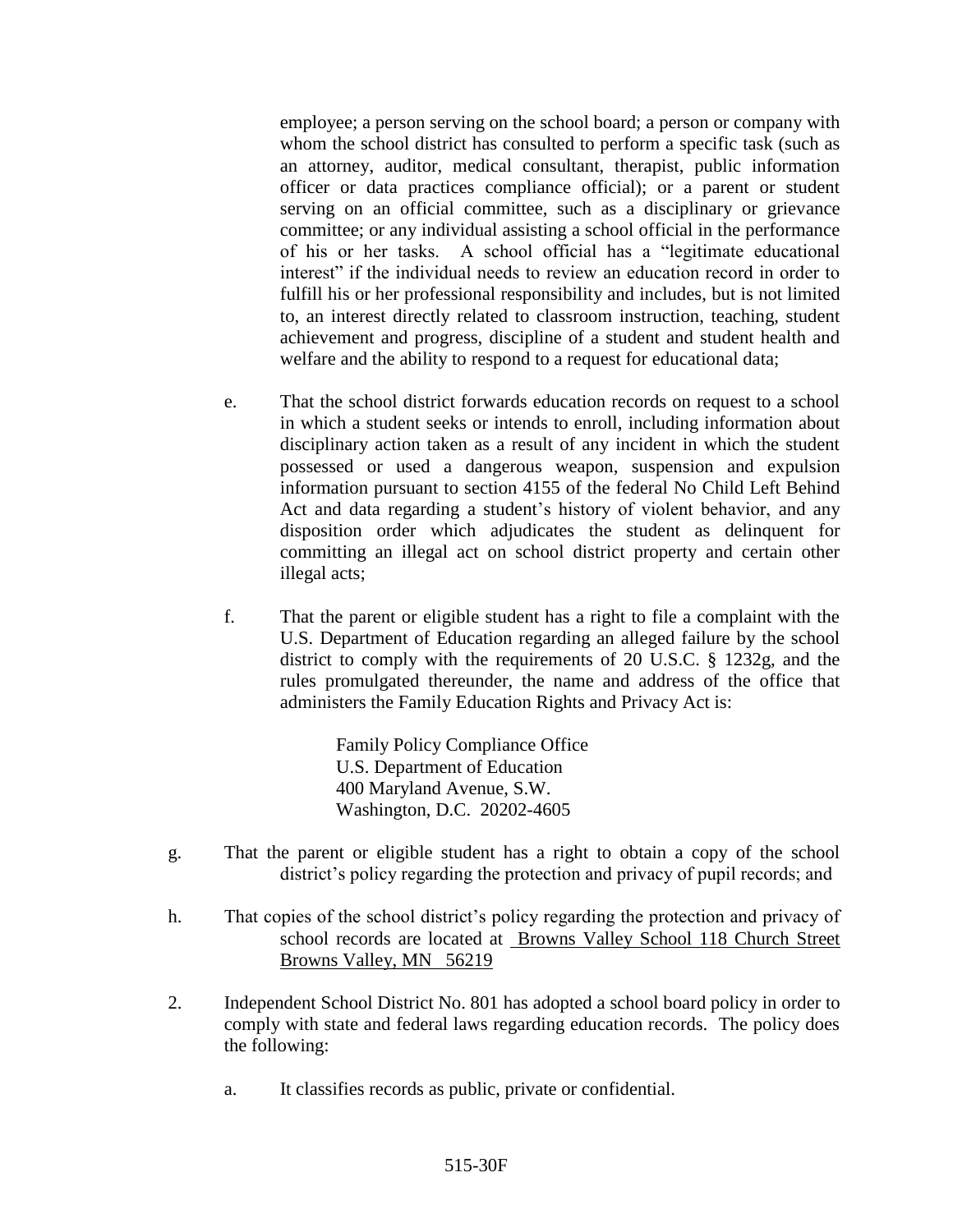employee; a person serving on the school board; a person or company with whom the school district has consulted to perform a specific task (such as an attorney, auditor, medical consultant, therapist, public information officer or data practices compliance official); or a parent or student serving on an official committee, such as a disciplinary or grievance committee; or any individual assisting a school official in the performance of his or her tasks. A school official has a "legitimate educational interest" if the individual needs to review an education record in order to fulfill his or her professional responsibility and includes, but is not limited to, an interest directly related to classroom instruction, teaching, student achievement and progress, discipline of a student and student health and welfare and the ability to respond to a request for educational data;

e. That the school district forwards education records on request to a school in which a student seeks or intends to enroll, including information about disciplinary action taken as a result of any incident in which the student possessed or used a dangerous weapon, suspension and expulsion information pursuant to section 4155 of the federal No Child Left Behind Act and data regarding a student's history of violent behavior, and any disposition order which adjudicates the student as delinquent for committing an illegal act on school district property and certain other illegal acts;

f. That the parent or eligible student has a right to file a complaint with the U.S. Department of Education regarding an alleged failure by the school district to comply with the requirements of 20 U.S.C. § 1232g, and the rules promulgated thereunder, the name and address of the office that administers the Family Education Rights and Privacy Act is:

Family Policy Compliance Office
U.S. Department of Education
400 Maryland Avenue, S.W.
Washington, D.C. 20202-4605

g. That the parent or eligible student has a right to obtain a copy of the school district's policy regarding the protection and privacy of pupil records; and

h. That copies of the school district's policy regarding the protection and privacy of school records are located at Browns Valley School 118 Church Street Browns Valley, MN 56219

2. Independent School District No. 801 has adopted a school board policy in order to comply with state and federal laws regarding education records. The policy does the following:

   a. It classifies records as public, private or confidential.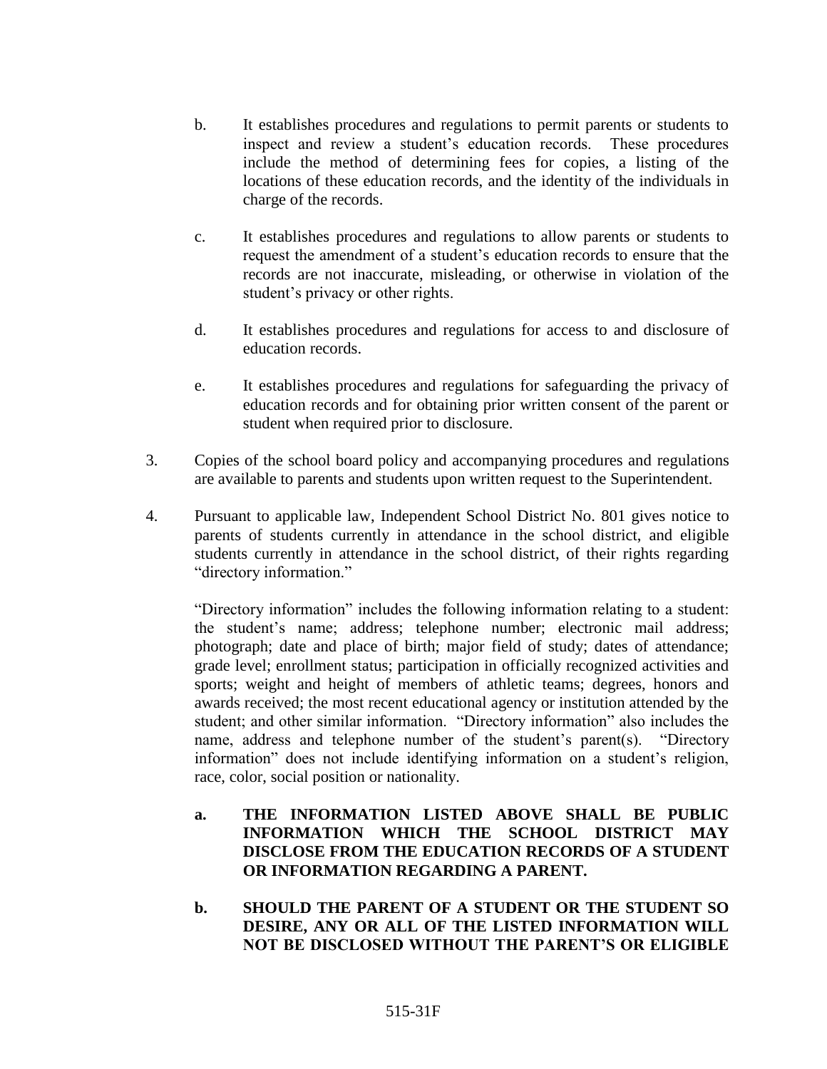b. It establishes procedures and regulations to permit parents or students to inspect and review a student's education records. These procedures include the method of determining fees for copies, a listing of the locations of these education records, and the identity of the individuals in charge of the records.

c. It establishes procedures and regulations to allow parents or students to request the amendment of a student's education records to ensure that the records are not inaccurate, misleading, or otherwise in violation of the student's privacy or other rights.

d. It establishes procedures and regulations for access to and disclosure of education records.

e. It establishes procedures and regulations for safeguarding the privacy of education records and for obtaining prior written consent of the parent or student when required prior to disclosure.

3. Copies of the school board policy and accompanying procedures and regulations are available to parents and students upon written request to the Superintendent.

4. Pursuant to applicable law, Independent School District No. 801 gives notice to parents of students currently in attendance in the school district, and eligible students currently in attendance in the school district, of their rights regarding "directory information."

   "Directory information" includes the following information relating to a student: the student's name; address; telephone number; electronic mail address; photograph; date and place of birth; major field of study; dates of attendance; grade level; enrollment status; participation in officially recognized activities and sports; weight and height of members of athletic teams; degrees, honors and awards received; the most recent educational agency or institution attended by the student; and other similar information. "Directory information" also includes the name, address and telephone number of the student's parent(s). "Directory information" does not include identifying information on a student's religion, race, color, social position or nationality.

   **a. THE INFORMATION LISTED ABOVE SHALL BE PUBLIC INFORMATION WHICH THE SCHOOL DISTRICT MAY DISCLOSE FROM THE EDUCATION RECORDS OF A STUDENT OR INFORMATION REGARDING A PARENT.**

   **b. SHOULD THE PARENT OF A STUDENT OR THE STUDENT SO DESIRE, ANY OR ALL OF THE LISTED INFORMATION WILL NOT BE DISCLOSED WITHOUT THE PARENT'S OR ELIGIBLE**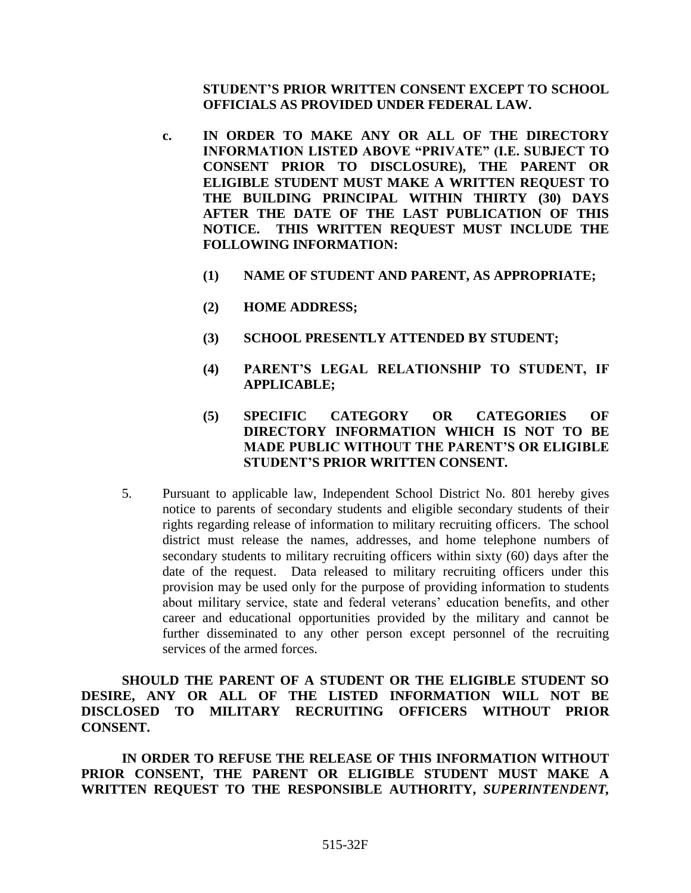**STUDENT'S PRIOR WRITTEN CONSENT EXCEPT TO SCHOOL OFFICIALS AS PROVIDED UNDER FEDERAL LAW.**

c. **IN ORDER TO MAKE ANY OR ALL OF THE DIRECTORY INFORMATION LISTED ABOVE "PRIVATE" (I.E. SUBJECT TO CONSENT PRIOR TO DISCLOSURE), THE PARENT OR ELIGIBLE STUDENT MUST MAKE A WRITTEN REQUEST TO THE BUILDING PRINCIPAL WITHIN THIRTY (30) DAYS AFTER THE DATE OF THE LAST PUBLICATION OF THIS NOTICE. THIS WRITTEN REQUEST MUST INCLUDE THE FOLLOWING INFORMATION:**

   **(1) NAME OF STUDENT AND PARENT, AS APPROPRIATE;**

   **(2) HOME ADDRESS;**

   **(3) SCHOOL PRESENTLY ATTENDED BY STUDENT;**

   **(4) PARENT'S LEGAL RELATIONSHIP TO STUDENT, IF APPLICABLE;**

   **(5) SPECIFIC CATEGORY OR CATEGORIES OF DIRECTORY INFORMATION WHICH IS NOT TO BE MADE PUBLIC WITHOUT THE PARENT'S OR ELIGIBLE STUDENT'S PRIOR WRITTEN CONSENT.**

5. Pursuant to applicable law, Independent School District No. 801 hereby gives notice to parents of secondary students and eligible secondary students of their rights regarding release of information to military recruiting officers. The school district must release the names, addresses, and home telephone numbers of secondary students to military recruiting officers within sixty (60) days after the date of the request. Data released to military recruiting officers under this provision may be used only for the purpose of providing information to students about military service, state and federal veterans' education benefits, and other career and educational opportunities provided by the military and cannot be further disseminated to any other person except personnel of the recruiting services of the armed forces.

**SHOULD THE PARENT OF A STUDENT OR THE ELIGIBLE STUDENT SO DESIRE, ANY OR ALL OF THE LISTED INFORMATION WILL NOT BE DISCLOSED TO MILITARY RECRUITING OFFICERS WITHOUT PRIOR CONSENT.**

**IN ORDER TO REFUSE THE RELEASE OF THIS INFORMATION WITHOUT PRIOR CONSENT, THE PARENT OR ELIGIBLE STUDENT MUST MAKE A WRITTEN REQUEST TO THE RESPONSIBLE AUTHORITY, *SUPERINTENDENT*,**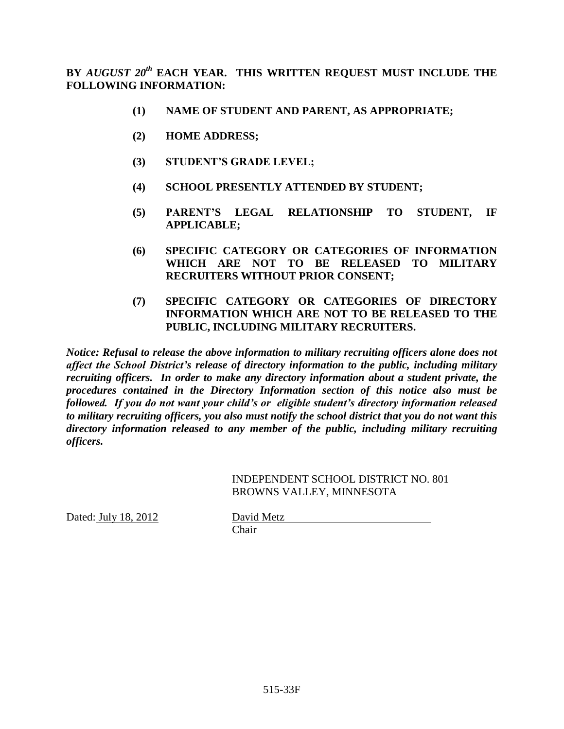**BY *AUGUST 20th* EACH YEAR. THIS WRITTEN REQUEST MUST INCLUDE THE FOLLOWING INFORMATION:**

> **(1) NAME OF STUDENT AND PARENT, AS APPROPRIATE;**
>
> **(2) HOME ADDRESS;**
>
> **(3) STUDENT'S GRADE LEVEL;**
>
> **(4) SCHOOL PRESENTLY ATTENDED BY STUDENT;**
>
> **(5) PARENT'S LEGAL RELATIONSHIP TO STUDENT, IF APPLICABLE;**
>
> **(6) SPECIFIC CATEGORY OR CATEGORIES OF INFORMATION WHICH ARE NOT TO BE RELEASED TO MILITARY RECRUITERS WITHOUT PRIOR CONSENT;**
>
> **(7) SPECIFIC CATEGORY OR CATEGORIES OF DIRECTORY INFORMATION WHICH ARE NOT TO BE RELEASED TO THE PUBLIC, INCLUDING MILITARY RECRUITERS.**

***Notice: Refusal to release the above information to military recruiting officers alone does not affect the School District's release of directory information to the public, including military recruiting officers. In order to make any directory information about a student private, the procedures contained in the Directory Information section of this notice also must be followed. If you do not want your child's or eligible student's directory information released to military recruiting officers, you also must notify the school district that you do not want this directory information released to any member of the public, including military recruiting officers.***

INDEPENDENT SCHOOL DISTRICT NO. 801
BROWNS VALLEY, MINNESOTA

Dated: July 18, 2012

David Metz
Chair

515-33F